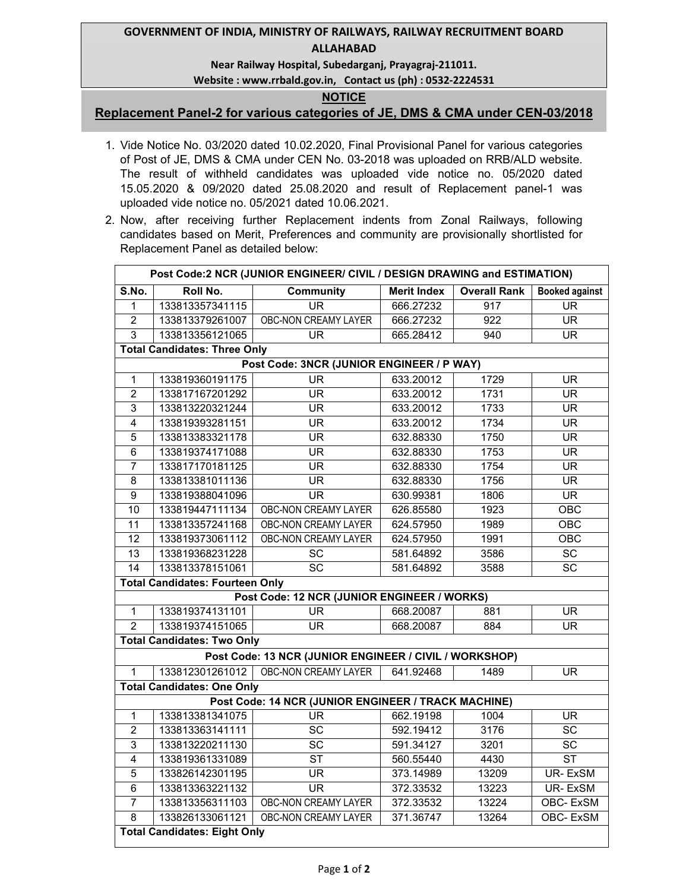# GOVERNMENT OF INDIA, MINISTRY OF RAILWAYS, RAILWAY RECRUITMENT BOARD ALLAHABAD

**Near Railway Hospital, Subedarganj, Prayagraj-211011.**

**Website : www.rrbald.gov.in, Contact us (ph) : 0532-2224531**

## NOTICE

## Replacement Panel-2 for various categories of JE, DMS & CMA under CEN-03/2018

1. Vide Notice No. 03/2020 dated 10.02.2020, Final Provisional Panel for various categories of Post of JE, DMS & CMA under CEN No. 03-2018 was uploaded on RRB/ALD website. The result of withheld candidates was uploaded vide notice no. 05/2020 dated 15.05.2020 & 09/2020 dated 25.08.2020 and result of Replacement panel-1 was uploaded vide notice no. 05/2021 dated 10.06.2021.
2. Now, after receiving further Replacement indents from Zonal Railways, following candidates based on Merit, Preferences and community are provisionally shortlisted for Replacement Panel as detailed below:

| **Post Code:2 NCR (JUNIOR ENGINEER/ CIVIL / DESIGN DRAWING and ESTIMATION)** | | | | | |
|---|---|---|---|---|---|
| **S.No.** | **Roll No.** | **Community** | **Merit Index** | **Overall Rank** | **Booked against** |
| 1 | 133813357341115 | UR | 666.27232 | 917 | UR |
| 2 | 133813379261007 | OBC-NON CREAMY LAYER | 666.27232 | 922 | UR |
| 3 | 133813356121065 | UR | 665.28412 | 940 | UR |
| **Total Candidates: Three Only** | | | | | |
| **Post Code: 3NCR (JUNIOR ENGINEER / P WAY)** | | | | | |
| 1 | 133819360191175 | UR | 633.20012 | 1729 | UR |
| 2 | 133817167201292 | UR | 633.20012 | 1731 | UR |
| 3 | 133813220321244 | UR | 633.20012 | 1733 | UR |
| 4 | 133819393281151 | UR | 633.20012 | 1734 | UR |
| 5 | 133813383321178 | UR | 632.88330 | 1750 | UR |
| 6 | 133819374171088 | UR | 632.88330 | 1753 | UR |
| 7 | 133817170181125 | UR | 632.88330 | 1754 | UR |
| 8 | 133813381011136 | UR | 632.88330 | 1756 | UR |
| 9 | 133819388041096 | UR | 630.99381 | 1806 | UR |
| 10 | 133819447111134 | OBC-NON CREAMY LAYER | 626.85580 | 1923 | OBC |
| 11 | 133813357241168 | OBC-NON CREAMY LAYER | 624.57950 | 1989 | OBC |
| 12 | 133819373061112 | OBC-NON CREAMY LAYER | 624.57950 | 1991 | OBC |
| 13 | 133819368231228 | SC | 581.64892 | 3586 | SC |
| 14 | 133813378151061 | SC | 581.64892 | 3588 | SC |
| **Total Candidates: Fourteen Only** | | | | | |
| **Post Code: 12 NCR (JUNIOR ENGINEER / WORKS)** | | | | | |
| 1 | 133819374131101 | UR | 668.20087 | 881 | UR |
| 2 | 133819374151065 | UR | 668.20087 | 884 | UR |
| **Total Candidates: Two Only** | | | | | |
| **Post Code: 13 NCR (JUNIOR ENGINEER / CIVIL / WORKSHOP)** | | | | | |
| 1 | 133812301261012 | OBC-NON CREAMY LAYER | 641.92468 | 1489 | UR |
| **Total Candidates: One Only** | | | | | |
| **Post Code: 14 NCR (JUNIOR ENGINEER / TRACK MACHINE)** | | | | | |
| 1 | 133813381341075 | UR | 662.19198 | 1004 | UR |
| 2 | 133813363141111 | SC | 592.19412 | 3176 | SC |
| 3 | 133813220211130 | SC | 591.34127 | 3201 | SC |
| 4 | 133819361331089 | ST | 560.55440 | 4430 | ST |
| 5 | 133826142301195 | UR | 373.14989 | 13209 | UR- ExSM |
| 6 | 133813363221132 | UR | 372.33532 | 13223 | UR- ExSM |
| 7 | 133813356311103 | OBC-NON CREAMY LAYER | 372.33532 | 13224 | OBC- ExSM |
| 8 | 133826133061121 | OBC-NON CREAMY LAYER | 371.36747 | 13264 | OBC- ExSM |
| **Total Candidates: Eight Only** | | | | | |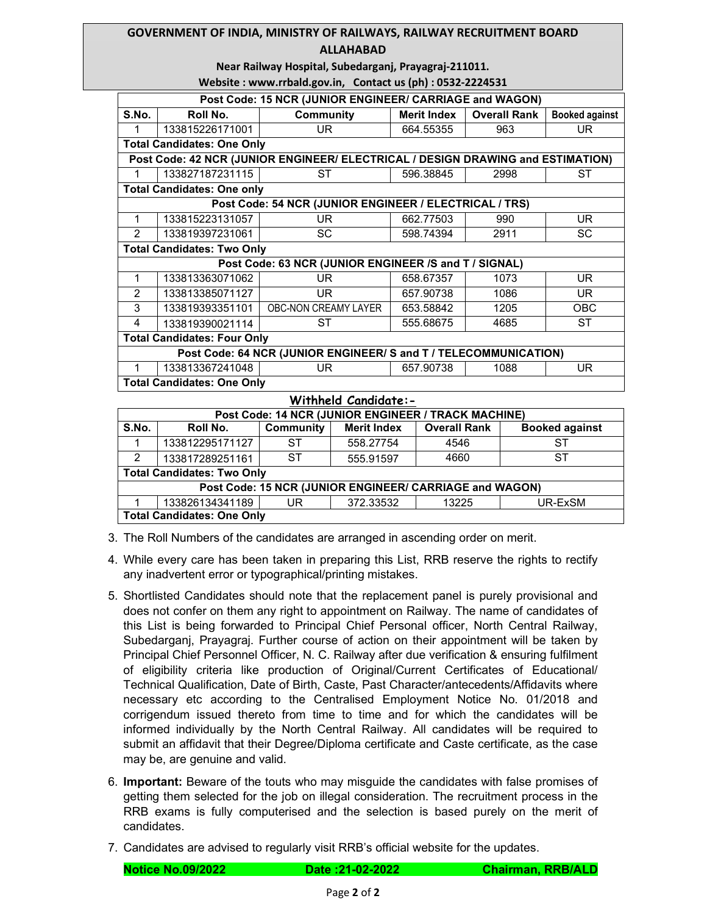**GOVERNMENT OF INDIA, MINISTRY OF RAILWAYS, RAILWAY RECRUITMENT BOARD ALLAHABAD**

**Near Railway Hospital, Subedarganj, Prayagraj-211011.**

**Website : www.rrbald.gov.in, Contact us (ph) : 0532-2224531**

| S.No. | Roll No. | Community | Merit Index | Overall Rank | Booked against |
|---|---|---|---|---|---|
| **Post Code: 15 NCR (JUNIOR ENGINEER/ CARRIAGE and WAGON)** | | | | | |
| 1 | 133815226171001 | UR | 664.55355 | 963 | UR |
| **Total Candidates: One Only** | | | | | |
| **Post Code: 42 NCR (JUNIOR ENGINEER/ ELECTRICAL / DESIGN DRAWING and ESTIMATION)** | | | | | |
| 1 | 133827187231115 | ST | 596.38845 | 2998 | ST |
| **Total Candidates: One only** | | | | | |
| **Post Code: 54 NCR (JUNIOR ENGINEER / ELECTRICAL / TRS)** | | | | | |
| 1 | 133815223131057 | UR | 662.77503 | 990 | UR |
| 2 | 133819397231061 | SC | 598.74394 | 2911 | SC |
| **Total Candidates: Two Only** | | | | | |
| **Post Code: 63 NCR (JUNIOR ENGINEER /S and T / SIGNAL)** | | | | | |
| 1 | 133813363071062 | UR | 658.67357 | 1073 | UR |
| 2 | 133813385071127 | UR | 657.90738 | 1086 | UR |
| 3 | 133819393351101 | OBC-NON CREAMY LAYER | 653.58842 | 1205 | OBC |
| 4 | 133819390021114 | ST | 555.68675 | 4685 | ST |
| **Total Candidates: Four Only** | | | | | |
| **Post Code: 64 NCR (JUNIOR ENGINEER/ S and T / TELECOMMUNICATION)** | | | | | |
| 1 | 133813367241048 | UR | 657.90738 | 1088 | UR |
| **Total Candidates: One Only** | | | | | |

**Withheld Candidate:-**

| S.No. | Roll No. | Community | Merit Index | Overall Rank | Booked against |
|---|---|---|---|---|---|
| **Post Code: 14 NCR (JUNIOR ENGINEER / TRACK MACHINE)** | | | | | |
| 1 | 133812295171127 | ST | 558.27754 | 4546 | ST |
| 2 | 133817289251161 | ST | 555.91597 | 4660 | ST |
| **Total Candidates: Two Only** | | | | | |
| **Post Code: 15 NCR (JUNIOR ENGINEER/ CARRIAGE and WAGON)** | | | | | |
| 1 | 133826134341189 | UR | 372.33532 | 13225 | UR-ExSM |
| **Total Candidates: One Only** | | | | | |

3. The Roll Numbers of the candidates are arranged in ascending order on merit.

4. While every care has been taken in preparing this List, RRB reserve the rights to rectify any inadvertent error or typographical/printing mistakes.

5. Shortlisted Candidates should note that the replacement panel is purely provisional and does not confer on them any right to appointment on Railway. The name of candidates of this List is being forwarded to Principal Chief Personal officer, North Central Railway, Subedarganj, Prayagraj. Further course of action on their appointment will be taken by Principal Chief Personnel Officer, N. C. Railway after due verification & ensuring fulfilment of eligibility criteria like production of Original/Current Certificates of Educational/ Technical Qualification, Date of Birth, Caste, Past Character/antecedents/Affidavits where necessary etc according to the Centralised Employment Notice No. 01/2018 and corrigendum issued thereto from time to time and for which the candidates will be informed individually by the North Central Railway. All candidates will be required to submit an affidavit that their Degree/Diploma certificate and Caste certificate, as the case may be, are genuine and valid.

6. **Important:** Beware of the touts who may misguide the candidates with false promises of getting them selected for the job on illegal consideration. The recruitment process in the RRB exams is fully computerised and the selection is based purely on the merit of candidates.

7. Candidates are advised to regularly visit RRB's official website for the updates.

**Notice No.09/2022** **Date :21-02-2022** **Chairman, RRB/ALD**